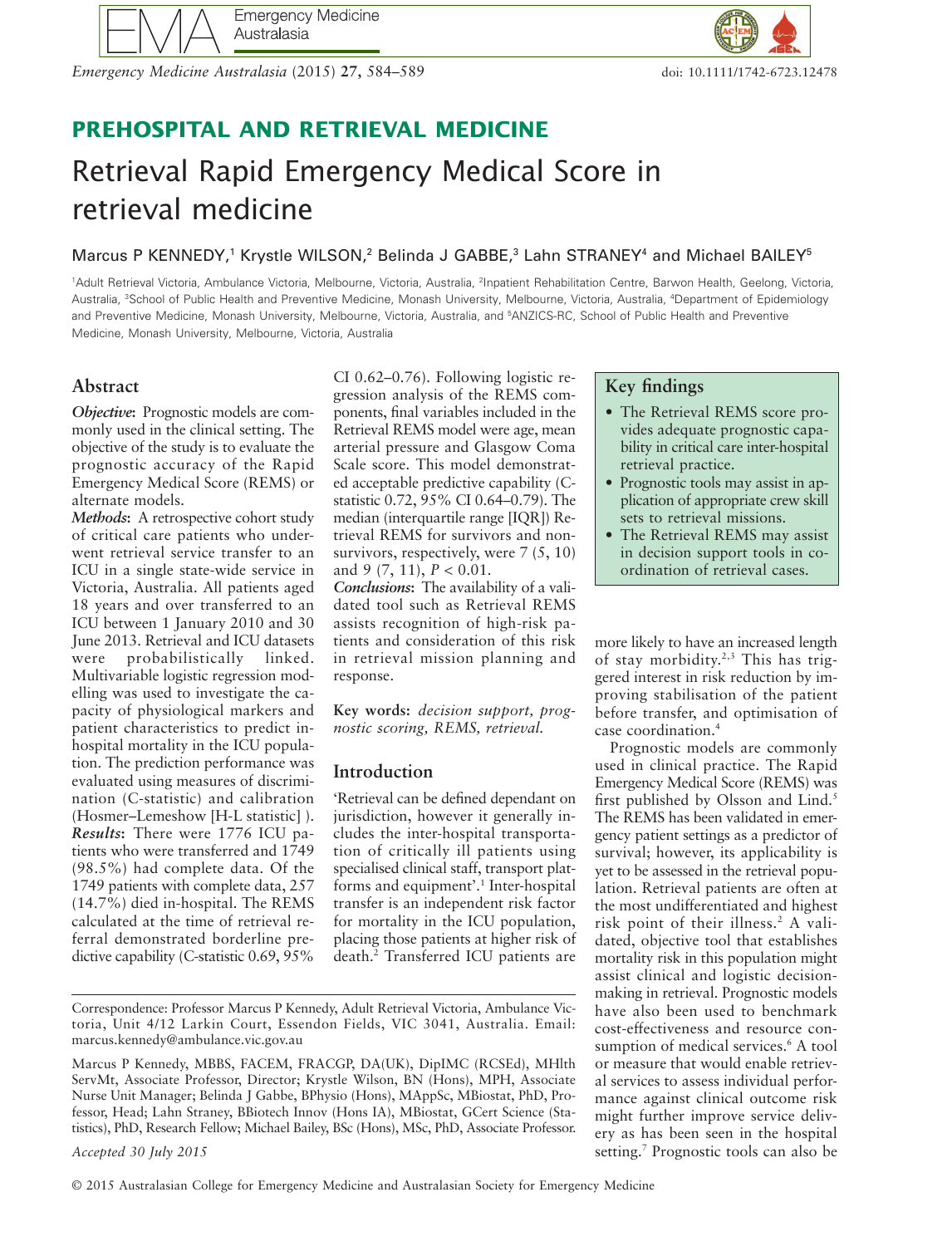PREHOSPITAL AND RETRIEVAL MEDICINE

# Retrieval Rapid Emergency Medical Score in retrieval medicine

Marcus P KENNEDY,[1] Krystle WILSON,[2] Belinda J GABBE,[3] Lahn STRANEY[4] and Michael BAILEY[5]

[1]Adult Retrieval Victoria, Ambulance Victoria, Melbourne, Victoria, Australia, [2]Inpatient Rehabilitation Centre, Barwon Health, Geelong, Victoria, Australia, [3]School of Public Health and Preventive Medicine, Monash University, Melbourne, Victoria, Australia, [4]Department of Epidemiology and Preventive Medicine, Monash University, Melbourne, Victoria, Australia, and [5]ANZICS-RC, School of Public Health and Preventive Medicine, Monash University, Melbourne, Victoria, Australia

## Abstract

***Objective***: Prognostic models are commonly used in the clinical setting. The objective of the study is to evaluate the prognostic accuracy of the Rapid Emergency Medical Score (REMS) or alternate models.

***Methods***: A retrospective cohort study of critical care patients who underwent retrieval service transfer to an ICU in a single state-wide service in Victoria, Australia. All patients aged 18 years and over transferred to an ICU between 1 January 2010 and 30 June 2013. Retrieval and ICU datasets were probabilistically linked. Multivariable logistic regression modelling was used to investigate the capacity of physiological markers and patient characteristics to predict in-hospital mortality in the ICU population. The prediction performance was evaluated using measures of discrimination (C-statistic) and calibration (Hosmer–Lemeshow [H-L statistic] ).

***Results***: There were 1776 ICU patients who were transferred and 1749 (98.5%) had complete data. Of the 1749 patients with complete data, 257 (14.7%) died in-hospital. The REMS calculated at the time of retrieval referral demonstrated borderline predictive capability (C-statistic 0.69, 95% CI 0.62–0.76). Following logistic regression analysis of the REMS components, final variables included in the Retrieval REMS model were age, mean arterial pressure and Glasgow Coma Scale score. This model demonstrated acceptable predictive capability (C-statistic 0.72, 95% CI 0.64–0.79). The median (interquartile range [IQR]) Retrieval REMS for survivors and non-survivors, respectively, were 7 (5, 10) and 9 (7, 11), $P < 0.01$.

***Conclusions***: The availability of a validated tool such as Retrieval REMS assists recognition of high-risk patients and consideration of this risk in retrieval mission planning and response.

**Key words:** *decision support, prognostic scoring, REMS, retrieval.*

## Key findings

- The Retrieval REMS score provides adequate prognostic capability in critical care inter-hospital retrieval practice.
- Prognostic tools may assist in application of appropriate crew skill sets to retrieval missions.
- The Retrieval REMS may assist in decision support tools in coordination of retrieval cases.

## Introduction

'Retrieval can be defined dependant on jurisdiction, however it generally includes the inter-hospital transportation of critically ill patients using specialised clinical staff, transport platforms and equipment'.[1] Inter-hospital transfer is an independent risk factor for mortality in the ICU population, placing those patients at higher risk of death.[2] Transferred ICU patients are more likely to have an increased length of stay morbidity.[2,3] This has triggered interest in risk reduction by improving stabilisation of the patient before transfer, and optimisation of case coordination.[4]

Prognostic models are commonly used in clinical practice. The Rapid Emergency Medical Score (REMS) was first published by Olsson and Lind.[5] The REMS has been validated in emergency patient settings as a predictor of survival; however, its applicability is yet to be assessed in the retrieval population. Retrieval patients are often at the most undifferentiated and highest risk point of their illness.[2] A validated, objective tool that establishes mortality risk in this population might assist clinical and logistic decision-making in retrieval. Prognostic models have also been used to benchmark cost-effectiveness and resource consumption of medical services.[6] A tool or measure that would enable retrieval services to assess individual performance against clinical outcome risk might further improve service delivery as has been seen in the hospital setting.[7] Prognostic tools can also be

Correspondence: Professor Marcus P Kennedy, Adult Retrieval Victoria, Ambulance Victoria, Unit 4/12 Larkin Court, Essendon Fields, VIC 3041, Australia. Email: marcus.kennedy@ambulance.vic.gov.au

Marcus P Kennedy, MBBS, FACEM, FRACGP, DA(UK), DipIMC (RCSEd), MHlth ServMt, Associate Professor, Director; Krystle Wilson, BN (Hons), MPH, Associate Nurse Unit Manager; Belinda J Gabbe, BPhysio (Hons), MAppSc, MBiostat, PhD, Professor, Head; Lahn Straney, BBiotech Innov (Hons IA), MBiostat, GCert Science (Statistics), PhD, Research Fellow; Michael Bailey, BSc (Hons), MSc, PhD, Associate Professor.

*Accepted 30 July 2015*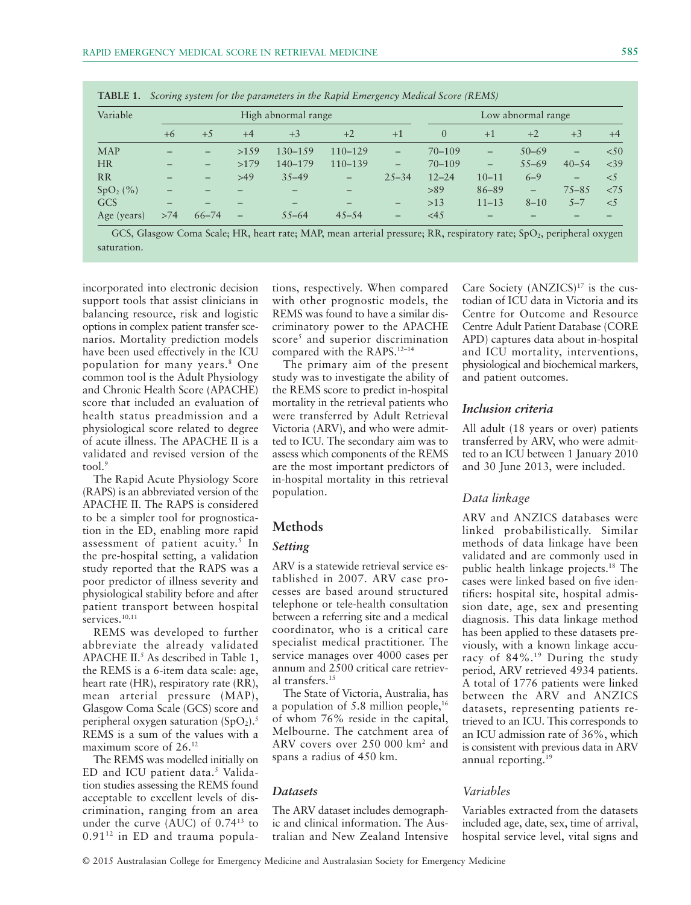**TABLE 1.** *Scoring system for the parameters in the Rapid Emergency Medical Score (REMS)*

| Variable | High abnormal range | | | | | | | Low abnormal range | | | |
|---|---|---|---|---|---|---|---|---|---|---|---|
| | +6 | +5 | +4 | +3 | +2 | +1 | 0 | +1 | +2 | +3 | +4 |
| MAP | – | – | >159 | 130–159 | 110–129 | – | 70–109 | – | 50–69 | – | <50 |
| HR | – | – | >179 | 140–179 | 110–139 | – | 70–109 | – | 55–69 | 40–54 | <39 |
| RR | – | – | >49 | 35–49 | – | 25–34 | 12–24 | 10–11 | 6–9 | – | <5 |
| $SpO_2$ (%) | – | – | – | – | – | | >89 | 86–89 | – | 75–85 | <75 |
| GCS | – | – | – | – | – | – | >13 | 11–13 | 8–10 | 5–7 | <5 |
| Age (years) | >74 | 66–74 | – | 55–64 | 45–54 | – | <45 | – | – | – | – |

GCS, Glasgow Coma Scale; HR, heart rate; MAP, mean arterial pressure; RR, respiratory rate; $SpO_2$, peripheral oxygen saturation.

incorporated into electronic decision support tools that assist clinicians in balancing resource, risk and logistic options in complex patient transfer scenarios. Mortality prediction models have been used effectively in the ICU population for many years.[8] One common tool is the Adult Physiology and Chronic Health Score (APACHE) score that included an evaluation of health status preadmission and a physiological score related to degree of acute illness. The APACHE II is a validated and revised version of the tool.[9]

The Rapid Acute Physiology Score (RAPS) is an abbreviated version of the APACHE II. The RAPS is considered to be a simpler tool for prognostication in the ED, enabling more rapid assessment of patient acuity.[5] In the pre-hospital setting, a validation study reported that the RAPS was a poor predictor of illness severity and physiological stability before and after patient transport between hospital services.[10,11]

REMS was developed to further abbreviate the already validated APACHE II.[5] As described in Table 1, the REMS is a 6-item data scale: age, heart rate (HR), respiratory rate (RR), mean arterial pressure (MAP), Glasgow Coma Scale (GCS) score and peripheral oxygen saturation ($SpO_2$).[5] REMS is a sum of the values with a maximum score of 26.[12]

The REMS was modelled initially on ED and ICU patient data.[5] Validation studies assessing the REMS found acceptable to excellent levels of discrimination, ranging from an area under the curve (AUC) of 0.74[13] to 0.91[12] in ED and trauma populations, respectively. When compared with other prognostic models, the REMS was found to have a similar discriminatory power to the APACHE score[5] and superior discrimination compared with the RAPS.[12–14]

The primary aim of the present study was to investigate the ability of the REMS score to predict in-hospital mortality in the retrieval patients who were transferred by Adult Retrieval Victoria (ARV), and who were admitted to ICU. The secondary aim was to assess which components of the REMS are the most important predictors of in-hospital mortality in this retrieval population.

## Methods

### *Setting*

ARV is a statewide retrieval service established in 2007. ARV case processes are based around structured telephone or tele-health consultation between a referring site and a medical coordinator, who is a critical care specialist medical practitioner. The service manages over 4000 cases per annum and 2500 critical care retrieval transfers.[15]

The State of Victoria, Australia, has a population of 5.8 million people,[16] of whom 76% reside in the capital, Melbourne. The catchment area of ARV covers over 250 000 km² and spans a radius of 450 km.

### *Datasets*

The ARV dataset includes demographic and clinical information. The Australian and New Zealand Intensive Care Society (ANZICS)[17] is the custodian of ICU data in Victoria and its Centre for Outcome and Resource Centre Adult Patient Database (CORE APD) captures data about in-hospital and ICU mortality, interventions, physiological and biochemical markers, and patient outcomes.

### *Inclusion criteria*

All adult (18 years or over) patients transferred by ARV, who were admitted to an ICU between 1 January 2010 and 30 June 2013, were included.

### *Data linkage*

ARV and ANZICS databases were linked probabilistically. Similar methods of data linkage have been validated and are commonly used in public health linkage projects.[18] The cases were linked based on five identifiers: hospital site, hospital admission date, age, sex and presenting diagnosis. This data linkage method has been applied to these datasets previously, with a known linkage accuracy of 84%.[19] During the study period, ARV retrieved 4934 patients. A total of 1776 patients were linked between the ARV and ANZICS datasets, representing patients retrieved to an ICU. This corresponds to an ICU admission rate of 36%, which is consistent with previous data in ARV annual reporting.[19]

### *Variables*

Variables extracted from the datasets included age, date, sex, time of arrival, hospital service level, vital signs and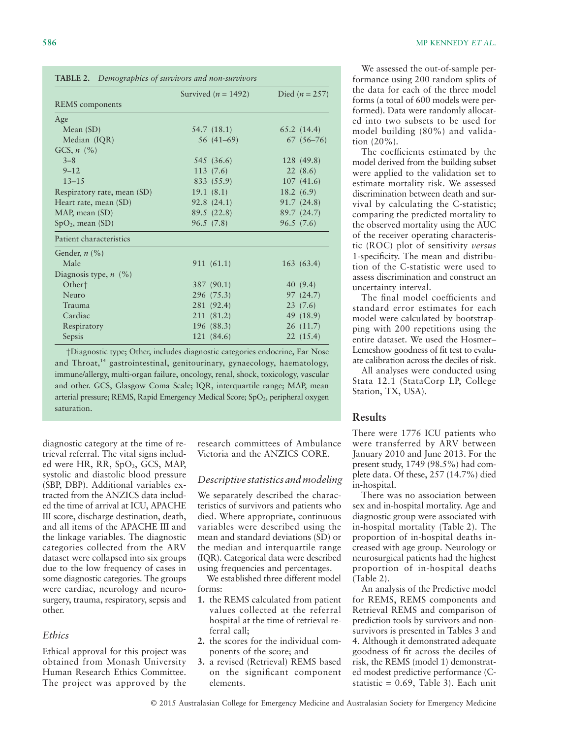**TABLE 2.** *Demographics of survivors and non-survivors*

| | Survived ($n$ = 1492) | Died ($n$ = 257) |
|---|---|---|
| REMS components | | |
| Age | | |
| Mean (SD) | 54.7 (18.1) | 65.2 (14.4) |
| Median (IQR) | 56 (41–69) | 67 (56–76) |
| GCS, $n$ (%) | | |
| 3–8 | 545 (36.6) | 128 (49.8) |
| 9–12 | 113 (7.6) | 22 (8.6) |
| 13–15 | 833 (55.9) | 107 (41.6) |
| Respiratory rate, mean (SD) | 19.1 (8.1) | 18.2 (6.9) |
| Heart rate, mean (SD) | 92.8 (24.1) | 91.7 (24.8) |
| MAP, mean (SD) | 89.5 (22.8) | 89.7 (24.7) |
| $SpO_2$, mean (SD) | 96.5 (7.8) | 96.5 (7.6) |
| Patient characteristics | | |
| Gender, $n$ (%) | | |
| Male | 911 (61.1) | 163 (63.4) |
| Diagnosis type, $n$ (%) | | |
| Other† | 387 (90.1) | 40 (9.4) |
| Neuro | 296 (75.3) | 97 (24.7) |
| Trauma | 281 (92.4) | 23 (7.6) |
| Cardiac | 211 (81.2) | 49 (18.9) |
| Respiratory | 196 (88.3) | 26 (11.7) |
| Sepsis | 121 (84.6) | 22 (15.4) |

†Diagnostic type; Other, includes diagnostic categories endocrine, Ear Nose and Throat,[14] gastrointestinal, genitourinary, gynaecology, haematology, immune/allergy, multi-organ failure, oncology, renal, shock, toxicology, vascular and other. GCS, Glasgow Coma Scale; IQR, interquartile range; MAP, mean arterial pressure; REMS, Rapid Emergency Medical Score; $SpO_2$, peripheral oxygen saturation.

diagnostic category at the time of retrieval referral. The vital signs included were HR, RR, $SpO_2$, GCS, MAP, systolic and diastolic blood pressure (SBP, DBP). Additional variables extracted from the ANZICS data included the time of arrival at ICU, APACHE III score, discharge destination, death, and all items of the APACHE III and the linkage variables. The diagnostic categories collected from the ARV dataset were collapsed into six groups due to the low frequency of cases in some diagnostic categories. The groups were cardiac, neurology and neurosurgery, trauma, respiratory, sepsis and other.

### *Ethics*

Ethical approval for this project was obtained from Monash University Human Research Ethics Committee. The project was approved by the research committees of Ambulance Victoria and the ANZICS CORE.

### *Descriptive statistics and modeling*

We separately described the characteristics of survivors and patients who died. Where appropriate, continuous variables were described using the mean and standard deviations (SD) or the median and interquartile range (IQR). Categorical data were described using frequencies and percentages.

We established three different model forms:

1. the REMS calculated from patient values collected at the referral hospital at the time of retrieval referral call;
2. the scores for the individual components of the score; and
3. a revised (Retrieval) REMS based on the significant component elements.

We assessed the out-of-sample performance using 200 random splits of the data for each of the three model forms (a total of 600 models were performed). Data were randomly allocated into two subsets to be used for model building (80%) and validation (20%).

The coefficients estimated by the model derived from the building subset were applied to the validation set to estimate mortality risk. We assessed discrimination between death and survival by calculating the C-statistic; comparing the predicted mortality to the observed mortality using the AUC of the receiver operating characteristic (ROC) plot of sensitivity *versus* 1-specificity. The mean and distribution of the C-statistic were used to assess discrimination and construct an uncertainty interval.

The final model coefficients and standard error estimates for each model were calculated by bootstrapping with 200 repetitions using the entire dataset. We used the Hosmer–Lemeshow goodness of fit test to evaluate calibration across the deciles of risk.

All analyses were conducted using Stata 12.1 (StataCorp LP, College Station, TX, USA).

## Results

There were 1776 ICU patients who were transferred by ARV between January 2010 and June 2013. For the present study, 1749 (98.5%) had complete data. Of these, 257 (14.7%) died in-hospital.

There was no association between sex and in-hospital mortality. Age and diagnostic group were associated with in-hospital mortality (Table 2). The proportion of in-hospital deaths increased with age group. Neurology or neurosurgical patients had the highest proportion of in-hospital deaths (Table 2).

An analysis of the Predictive model for REMS, REMS components and Retrieval REMS and comparison of prediction tools by survivors and non-survivors is presented in Tables 3 and 4. Although it demonstrated adequate goodness of fit across the deciles of risk, the REMS (model 1) demonstrated modest predictive performance (C-statistic = 0.69, Table 3). Each unit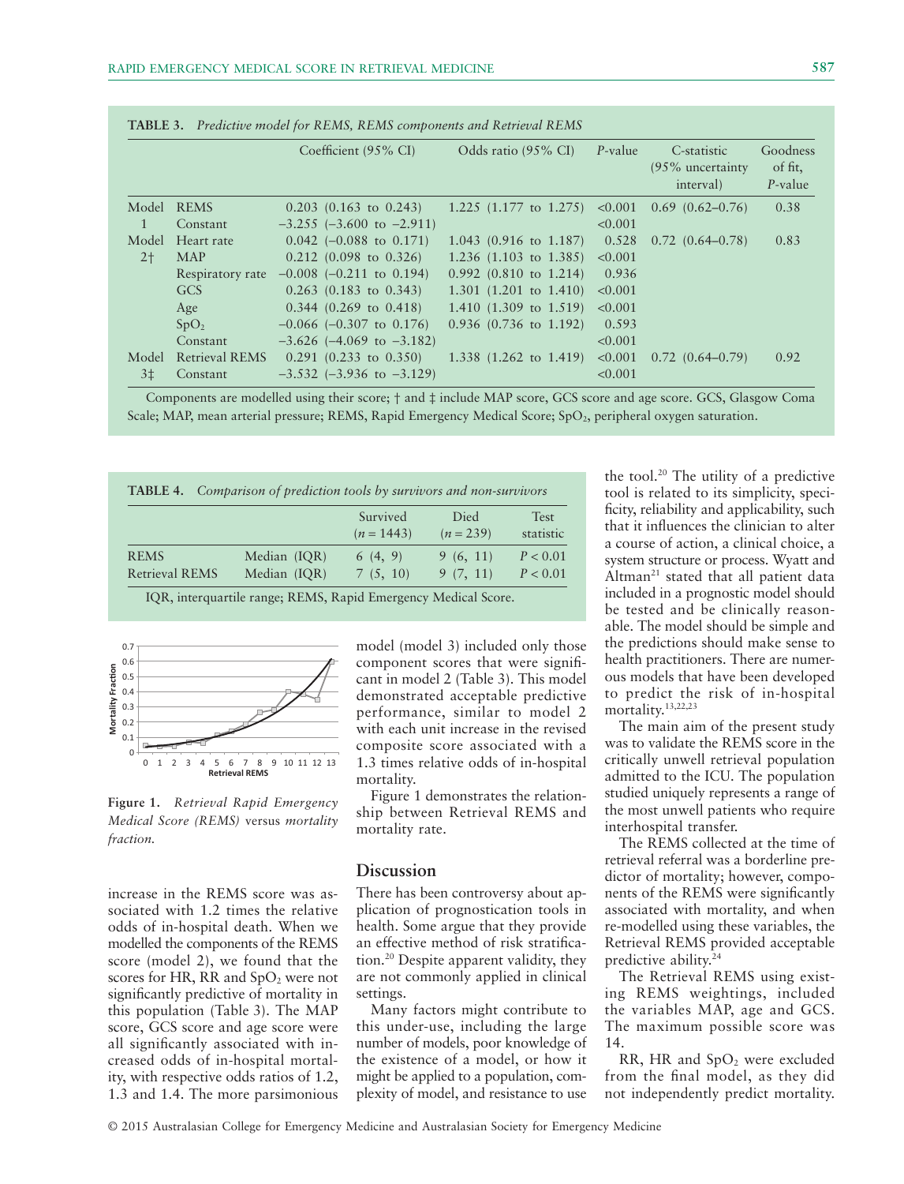**TABLE 3.** *Predictive model for REMS, REMS components and Retrieval REMS*

| | | Coefficient (95% CI) | Odds ratio (95% CI) | *P*-value | C-statistic (95% uncertainty interval) | Goodness of fit, *P*-value |
|---|---|---|---|---|---|---|
| Model 1 | REMS | 0.203 (0.163 to 0.243) | 1.225 (1.177 to 1.275) | <0.001 | 0.69 (0.62–0.76) | 0.38 |
| | Constant | −3.255 (−3.600 to −2.911) | | <0.001 | | |
| Model 2† | Heart rate | 0.042 (−0.088 to 0.171) | 1.043 (0.916 to 1.187) | 0.528 | 0.72 (0.64–0.78) | 0.83 |
| | MAP | 0.212 (0.098 to 0.326) | 1.236 (1.103 to 1.385) | <0.001 | | |
| | Respiratory rate | −0.008 (−0.211 to 0.194) | 0.992 (0.810 to 1.214) | 0.936 | | |
| | GCS | 0.263 (0.183 to 0.343) | 1.301 (1.201 to 1.410) | <0.001 | | |
| | Age | 0.344 (0.269 to 0.418) | 1.410 (1.309 to 1.519) | <0.001 | | |
| | $SpO_2$ | −0.066 (−0.307 to 0.176) | 0.936 (0.736 to 1.192) | 0.593 | | |
| | Constant | −3.626 (−4.069 to −3.182) | | <0.001 | | |
| Model 3‡ | Retrieval REMS | 0.291 (0.233 to 0.350) | 1.338 (1.262 to 1.419) | <0.001 | 0.72 (0.64–0.79) | 0.92 |
| | Constant | −3.532 (−3.936 to −3.129) | | <0.001 | | |

Components are modelled using their score; † and ‡ include MAP score, GCS score and age score. GCS, Glasgow Coma Scale; MAP, mean arterial pressure; REMS, Rapid Emergency Medical Score; $SpO_2$, peripheral oxygen saturation.

**TABLE 4.** *Comparison of prediction tools by survivors and non-survivors*

| | | Survived ($n = 1443$) | Died ($n = 239$) | Test statistic |
|---|---|---|---|---|
| REMS | Median (IQR) | 6 (4, 9) | 9 (6, 11) | $P < 0.01$ |
| Retrieval REMS | Median (IQR) | 7 (5, 10) | 9 (7, 11) | $P < 0.01$ |

IQR, interquartile range; REMS, Rapid Emergency Medical Score.

**Figure 1.** *Retrieval Rapid Emergency Medical Score (REMS) versus mortality fraction.*

increase in the REMS score was associated with 1.2 times the relative odds of in-hospital death. When we modelled the components of the REMS score (model 2), we found that the scores for HR, RR and $SpO_2$ were not significantly predictive of mortality in this population (Table 3). The MAP score, GCS score and age score were all significantly associated with increased odds of in-hospital mortality, with respective odds ratios of 1.2, 1.3 and 1.4. The more parsimonious model (model 3) included only those component scores that were significant in model 2 (Table 3). This model demonstrated acceptable predictive performance, similar to model 2 with each unit increase in the revised composite score associated with a 1.3 times relative odds of in-hospital mortality.

Figure 1 demonstrates the relationship between Retrieval REMS and mortality rate.

## Discussion

There has been controversy about application of prognostication tools in health. Some argue that they provide an effective method of risk stratification.[20] Despite apparent validity, they are not commonly applied in clinical settings.

Many factors might contribute to this under-use, including the large number of models, poor knowledge of the existence of a model, or how it might be applied to a population, complexity of model, and resistance to use the tool.[20] The utility of a predictive tool is related to its simplicity, specificity, reliability and applicability, such that it influences the clinician to alter a course of action, a clinical choice, a system structure or process. Wyatt and Altman[21] stated that all patient data included in a prognostic model should be tested and be clinically reasonable. The model should be simple and the predictions should make sense to health practitioners. There are numerous models that have been developed to predict the risk of in-hospital mortality.[13,22,23]

The main aim of the present study was to validate the REMS score in the critically unwell retrieval population admitted to the ICU. The population studied uniquely represents a range of the most unwell patients who require interhospital transfer.

The REMS collected at the time of retrieval referral was a borderline predictor of mortality; however, components of the REMS were significantly associated with mortality, and when re-modelled using these variables, the Retrieval REMS provided acceptable predictive ability.[24]

The Retrieval REMS using existing REMS weightings, included the variables MAP, age and GCS. The maximum possible score was 14.

RR, HR and $SpO_2$ were excluded from the final model, as they did not independently predict mortality.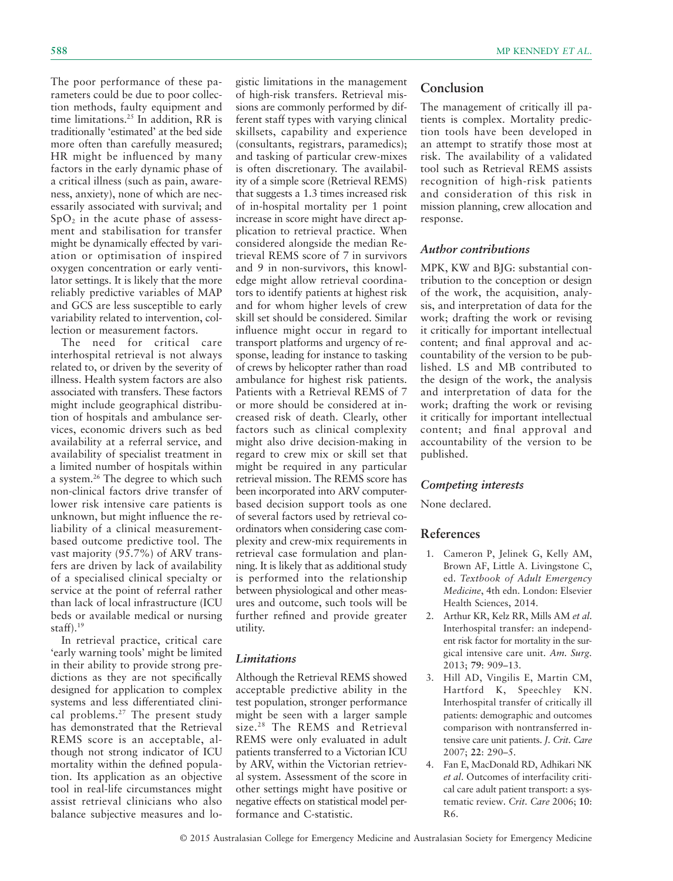The poor performance of these parameters could be due to poor collection methods, faulty equipment and time limitations.[25] In addition, RR is traditionally 'estimated' at the bed side more often than carefully measured; HR might be influenced by many factors in the early dynamic phase of a critical illness (such as pain, awareness, anxiety), none of which are necessarily associated with survival; and $SpO_2$ in the acute phase of assessment and stabilisation for transfer might be dynamically effected by variation or optimisation of inspired oxygen concentration or early ventilator settings. It is likely that the more reliably predictive variables of MAP and GCS are less susceptible to early variability related to intervention, collection or measurement factors.

The need for critical care interhospital retrieval is not always related to, or driven by the severity of illness. Health system factors are also associated with transfers. These factors might include geographical distribution of hospitals and ambulance services, economic drivers such as bed availability at a referral service, and availability of specialist treatment in a limited number of hospitals within a system.[26] The degree to which such non-clinical factors drive transfer of lower risk intensive care patients is unknown, but might influence the reliability of a clinical measurement-based outcome predictive tool. The vast majority (95.7%) of ARV transfers are driven by lack of availability of a specialised clinical specialty or service at the point of referral rather than lack of local infrastructure (ICU beds or available medical or nursing staff).[19]

In retrieval practice, critical care 'early warning tools' might be limited in their ability to provide strong predictions as they are not specifically designed for application to complex systems and less differentiated clinical problems.[27] The present study has demonstrated that the Retrieval REMS score is an acceptable, although not strong indicator of ICU mortality within the defined population. Its application as an objective tool in real-life circumstances might assist retrieval clinicians who also balance subjective measures and logistic limitations in the management of high-risk transfers. Retrieval missions are commonly performed by different staff types with varying clinical skillsets, capability and experience (consultants, registrars, paramedics); and tasking of particular crew-mixes is often discretionary. The availability of a simple score (Retrieval REMS) that suggests a 1.3 times increased risk of in-hospital mortality per 1 point increase in score might have direct application to retrieval practice. When considered alongside the median Retrieval REMS score of 7 in survivors and 9 in non-survivors, this knowledge might allow retrieval coordinators to identify patients at highest risk and for whom higher levels of crew skill set should be considered. Similar influence might occur in regard to transport platforms and urgency of response, leading for instance to tasking of crews by helicopter rather than road ambulance for highest risk patients. Patients with a Retrieval REMS of 7 or more should be considered at increased risk of death. Clearly, other factors such as clinical complexity might also drive decision-making in regard to crew mix or skill set that might be required in any particular retrieval mission. The REMS score has been incorporated into ARV computer-based decision support tools as one of several factors used by retrieval coordinators when considering case complexity and crew-mix requirements in retrieval case formulation and planning. It is likely that as additional study is performed into the relationship between physiological and other measures and outcome, such tools will be further refined and provide greater utility.

### *Limitations*

Although the Retrieval REMS showed acceptable predictive ability in the test population, stronger performance might be seen with a larger sample size.[28] The REMS and Retrieval REMS were only evaluated in adult patients transferred to a Victorian ICU by ARV, within the Victorian retrieval system. Assessment of the score in other settings might have positive or negative effects on statistical model performance and C-statistic.

## Conclusion

The management of critically ill patients is complex. Mortality prediction tools have been developed in an attempt to stratify those most at risk. The availability of a validated tool such as Retrieval REMS assists recognition of high-risk patients and consideration of this risk in mission planning, crew allocation and response.

### *Author contributions*

MPK, KW and BJG: substantial contribution to the conception or design of the work, the acquisition, analysis, and interpretation of data for the work; drafting the work or revising it critically for important intellectual content; and final approval and accountability of the version to be published. LS and MB contributed to the design of the work, the analysis and interpretation of data for the work; drafting the work or revising it critically for important intellectual content; and final approval and accountability of the version to be published.

### *Competing interests*

None declared.

## References

1. Cameron P, Jelinek G, Kelly AM, Brown AF, Little A. Livingstone C, ed. *Textbook of Adult Emergency Medicine*, 4th edn. London: Elsevier Health Sciences, 2014.
2. Arthur KR, Kelz RR, Mills AM *et al*. Interhospital transfer: an independent risk factor for mortality in the surgical intensive care unit. *Am. Surg.* 2013; **79**: 909–13.
3. Hill AD, Vingilis E, Martin CM, Hartford K, Speechley KN. Interhospital transfer of critically ill patients: demographic and outcomes comparison with nontransferred intensive care unit patients. *J. Crit. Care* 2007; **22**: 290–5.
4. Fan E, MacDonald RD, Adhikari NK *et al*. Outcomes of interfacility critical care adult patient transport: a systematic review. *Crit. Care* 2006; **10**: R6.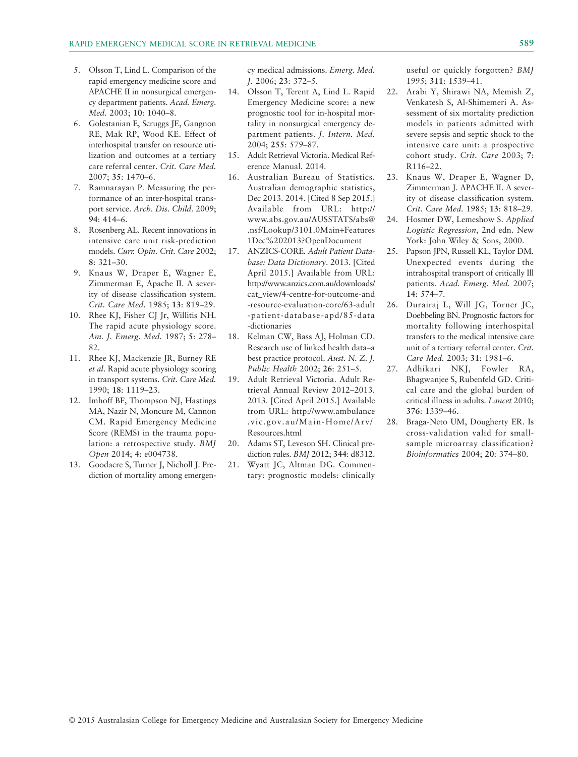5. Olsson T, Lind L. Comparison of the rapid emergency medicine score and APACHE II in nonsurgical emergency department patients. *Acad. Emerg. Med.* 2003; **10**: 1040–8.
6. Golestanian E, Scruggs JE, Gangnon RE, Mak RP, Wood KE. Effect of interhospital transfer on resource utilization and outcomes at a tertiary care referral center. *Crit. Care Med.* 2007; **35**: 1470–6.
7. Ramnarayan P. Measuring the performance of an inter-hospital transport service. *Arch. Dis. Child.* 2009; **94**: 414–6.
8. Rosenberg AL. Recent innovations in intensive care unit risk-prediction models. *Curr. Opin. Crit. Care* 2002; **8**: 321–30.
9. Knaus W, Draper E, Wagner E, Zimmerman E, Apache II. A severity of disease classification system. *Crit. Care Med.* 1985; **13**: 819–29.
10. Rhee KJ, Fisher CJ Jr, Willitis NH. The rapid acute physiology score. *Am. J. Emerg. Med.* 1987; **5**: 278–82.
11. Rhee KJ, Mackenzie JR, Burney RE *et al*. Rapid acute physiology scoring in transport systems. *Crit. Care Med.* 1990; **18**: 1119–23.
12. Imhoff BF, Thompson NJ, Hastings MA, Nazir N, Moncure M, Cannon CM. Rapid Emergency Medicine Score (REMS) in the trauma population: a retrospective study. *BMJ Open* 2014; **4**: e004738.
13. Goodacre S, Turner J, Nicholl J. Prediction of mortality among emergency medical admissions. *Emerg. Med. J.* 2006; **23**: 372–5.
14. Olsson T, Terent A, Lind L. Rapid Emergency Medicine score: a new prognostic tool for in-hospital mortality in nonsurgical emergency department patients. *J. Intern. Med.* 2004; **255**: 579–87.
15. Adult Retrieval Victoria. Medical Reference Manual. 2014.
16. Australian Bureau of Statistics. Australian demographic statistics, Dec 2013. 2014. [Cited 8 Sep 2015.] Available from URL: http://www.abs.gov.au/AUSSTATS/abs@.nsf/Lookup/3101.0Main+Features1Dec%202013?OpenDocument
17. ANZICS-CORE. *Adult Patient Database: Data Dictionary*. 2013. [Cited April 2015.] Available from URL: http://www.anzics.com.au/downloads/cat_view/4-centre-for-outcome-and-resource-evaluation-core/63-adult-patient-database-apd/85-data-dictionaries
18. Kelman CW, Bass AJ, Holman CD. Research use of linked health data–a best practice protocol. *Aust. N. Z. J. Public Health* 2002; **26**: 251–5.
19. Adult Retrieval Victoria. Adult Retrieval Annual Review 2012–2013. 2013. [Cited April 2015.] Available from URL: http://www.ambulance.vic.gov.au/Main-Home/Arv/Resources.html
20. Adams ST, Leveson SH. Clinical prediction rules. *BMJ* 2012; **344**: d8312.
21. Wyatt JC, Altman DG. Commentary: prognostic models: clinically useful or quickly forgotten? *BMJ* 1995; **311**: 1539–41.
22. Arabi Y, Shirawi NA, Memish Z, Venkatesh S, Al-Shimemeri A. Assessment of six mortality prediction models in patients admitted with severe sepsis and septic shock to the intensive care unit: a prospective cohort study. *Crit. Care* 2003; **7**: R116–22.
23. Knaus W, Draper E, Wagner D, Zimmerman J. APACHE II. A severity of disease classification system. *Crit. Care Med.* 1985; **13**: 818–29.
24. Hosmer DW, Lemeshow S. *Applied Logistic Regression*, 2nd edn. New York: John Wiley & Sons, 2000.
25. Papson JPN, Russell KL, Taylor DM. Unexpected events during the intrahospital transport of critically Ill patients. *Acad. Emerg. Med.* 2007; **14**: 574–7.
26. Durairaj L, Will JG, Torner JC, Doebbeling BN. Prognostic factors for mortality following interhospital transfers to the medical intensive care unit of a tertiary referral center. *Crit. Care Med.* 2003; **31**: 1981–6.
27. Adhikari NKJ, Fowler RA, Bhagwanjee S, Rubenfeld GD. Critical care and the global burden of critical illness in adults. *Lancet* 2010; **376**: 1339–46.
28. Braga-Neto UM, Dougherty ER. Is cross-validation valid for small-sample microarray classification? *Bioinformatics* 2004; **20**: 374–80.